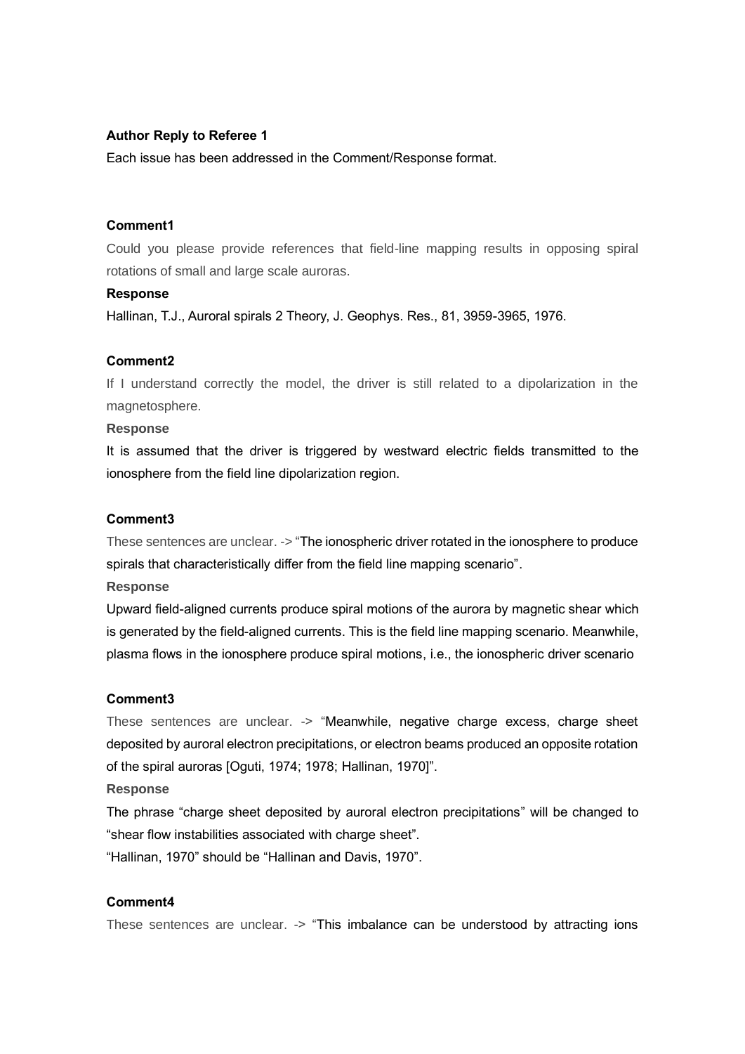**Author Reply to Referee 1**

Each issue has been addressed in the Comment/Response format.

**Comment1**

Could you please provide references that field-line mapping results in opposing spiral rotations of small and large scale auroras.

**Response**

Hallinan, T.J., Auroral spirals 2 Theory, J. Geophys. Res., 81, 3959-3965, 1976.

**Comment2**

If I understand correctly the model, the driver is still related to a dipolarization in the magnetosphere.

**Response**

It is assumed that the driver is triggered by westward electric fields transmitted to the ionosphere from the field line dipolarization region.

**Comment3**

These sentences are unclear. -> "The ionospheric driver rotated in the ionosphere to produce spirals that characteristically differ from the field line mapping scenario".

**Response**

Upward field-aligned currents produce spiral motions of the aurora by magnetic shear which is generated by the field-aligned currents. This is the field line mapping scenario. Meanwhile, plasma flows in the ionosphere produce spiral motions, i.e., the ionospheric driver scenario

**Comment3**

These sentences are unclear. -> "Meanwhile, negative charge excess, charge sheet deposited by auroral electron precipitations, or electron beams produced an opposite rotation of the spiral auroras [Oguti, 1974; 1978; Hallinan, 1970]".

**Response**

The phrase "charge sheet deposited by auroral electron precipitations" will be changed to "shear flow instabilities associated with charge sheet".

"Hallinan, 1970" should be "Hallinan and Davis, 1970".

**Comment4**

These sentences are unclear. -> "This imbalance can be understood by attracting ions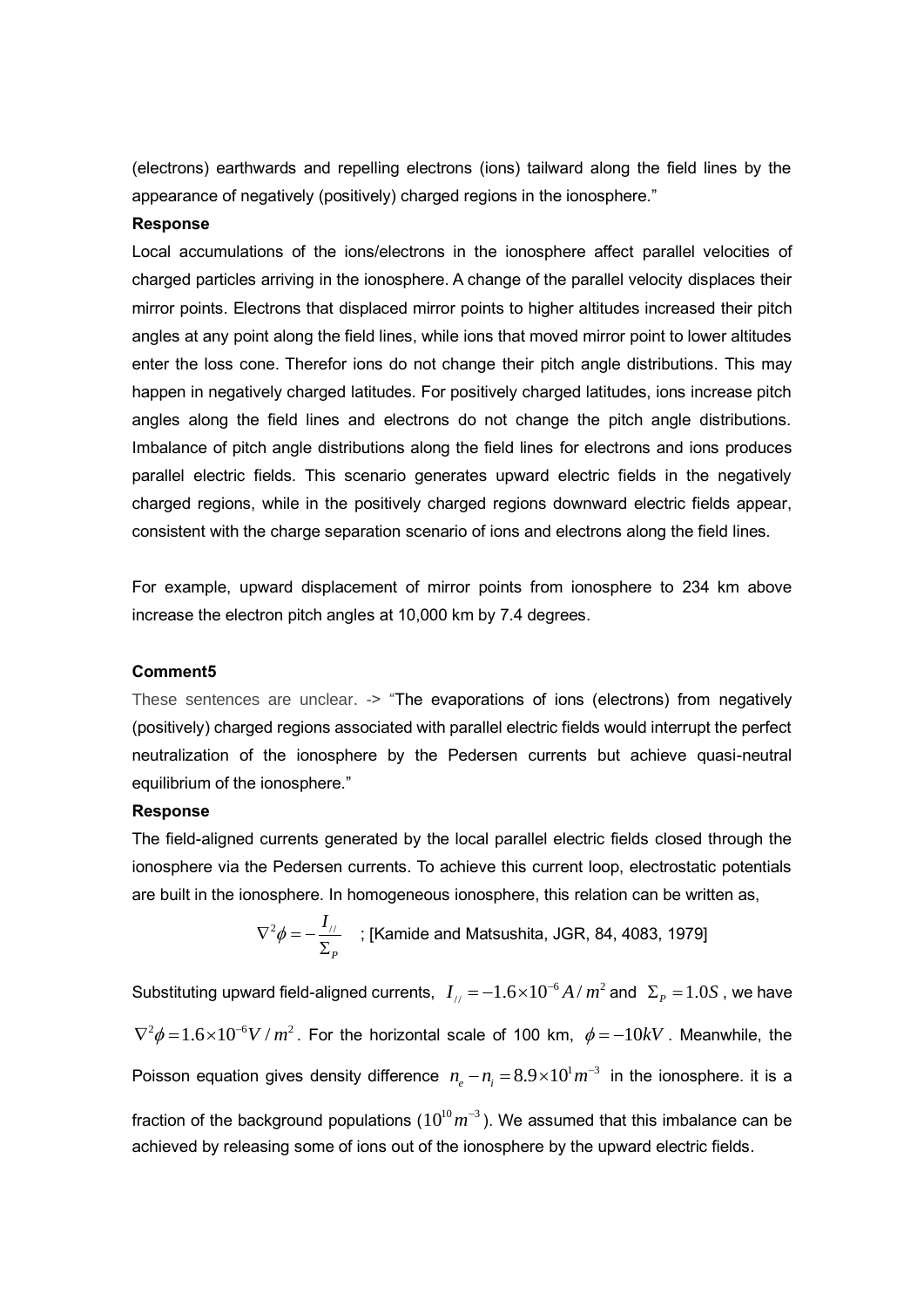(electrons) earthwards and repelling electrons (ions) tailward along the field lines by the appearance of negatively (positively) charged regions in the ionosphere."

**Response**

Local accumulations of the ions/electrons in the ionosphere affect parallel velocities of charged particles arriving in the ionosphere. A change of the parallel velocity displaces their mirror points. Electrons that displaced mirror points to higher altitudes increased their pitch angles at any point along the field lines, while ions that moved mirror point to lower altitudes enter the loss cone. Therefor ions do not change their pitch angle distributions. This may happen in negatively charged latitudes. For positively charged latitudes, ions increase pitch angles along the field lines and electrons do not change the pitch angle distributions. Imbalance of pitch angle distributions along the field lines for electrons and ions produces parallel electric fields. This scenario generates upward electric fields in the negatively charged regions, while in the positively charged regions downward electric fields appear, consistent with the charge separation scenario of ions and electrons along the field lines.

For example, upward displacement of mirror points from ionosphere to 234 km above increase the electron pitch angles at 10,000 km by 7.4 degrees.

**Comment5**

These sentences are unclear. -> "The evaporations of ions (electrons) from negatively (positively) charged regions associated with parallel electric fields would interrupt the perfect neutralization of the ionosphere by the Pedersen currents but achieve quasi-neutral equilibrium of the ionosphere."

**Response**

The field-aligned currents generated by the local parallel electric fields closed through the ionosphere via the Pedersen currents. To achieve this current loop, electrostatic potentials are built in the ionosphere. In homogeneous ionosphere, this relation can be written as,

$$\nabla^2 \phi = -\frac{I_{//}}{\Sigma_P}$$

; [Kamide and Matsushita, JGR, 84, 4083, 1979]

Substituting upward field-aligned currents, $I_{//} = -1.6 \times 10^{-6} A/m^2$ and $\Sigma_P = 1.0 S$, we have $\nabla^2 \phi = 1.6 \times 10^{-6} V/m^2$. For the horizontal scale of 100 km, $\phi = -10 kV$. Meanwhile, the Poisson equation gives density difference $n_e - n_i = 8.9 \times 10^1 m^{-3}$ in the ionosphere. it is a fraction of the background populations ($10^{10} m^{-3}$). We assumed that this imbalance can be achieved by releasing some of ions out of the ionosphere by the upward electric fields.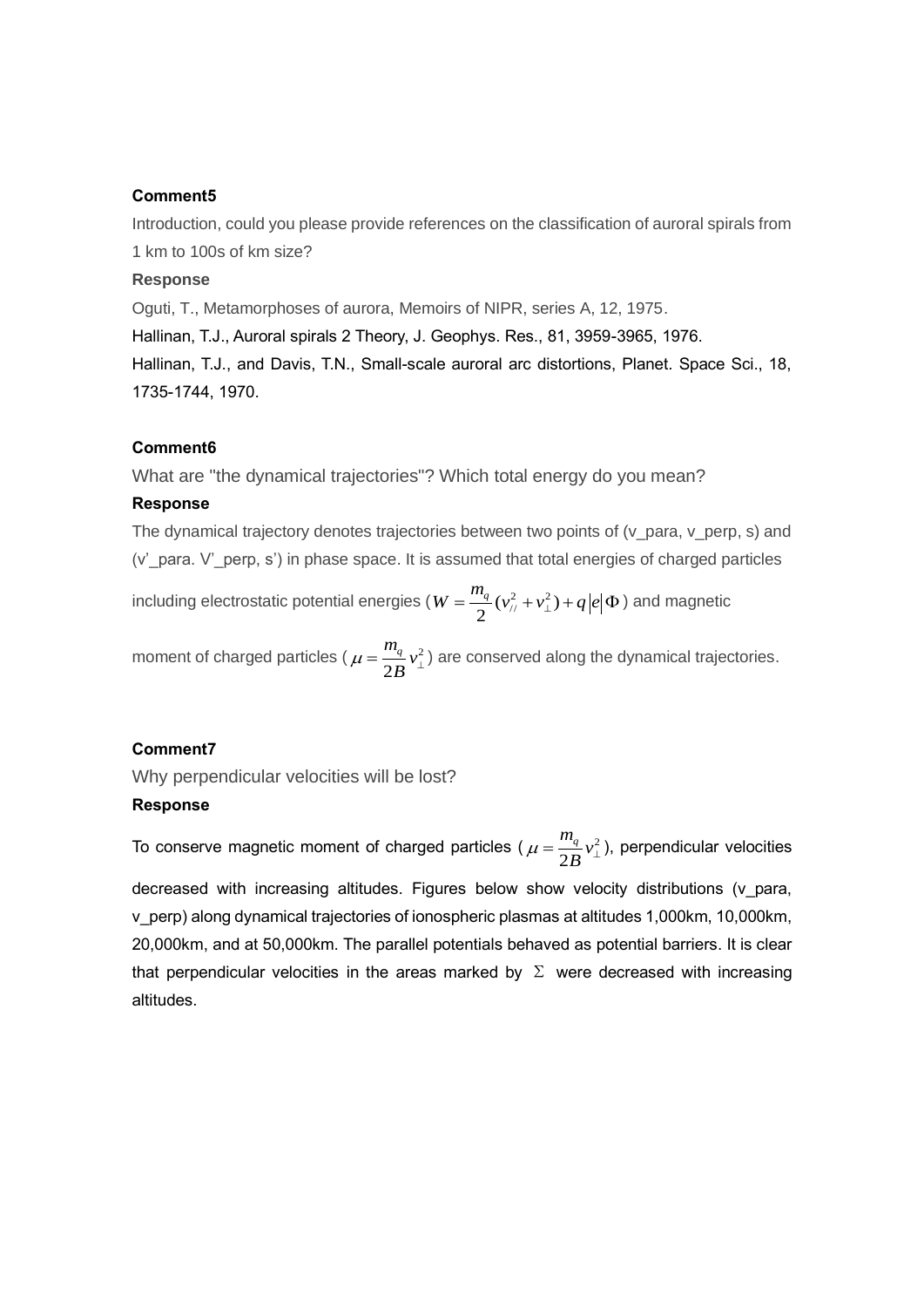**Comment5**

Introduction, could you please provide references on the classification of auroral spirals from 1 km to 100s of km size?

**Response**

Oguti, T., Metamorphoses of aurora, Memoirs of NIPR, series A, 12, 1975.

Hallinan, T.J., Auroral spirals 2 Theory, J. Geophys. Res., 81, 3959-3965, 1976.

Hallinan, T.J., and Davis, T.N., Small-scale auroral arc distortions, Planet. Space Sci., 18, 1735-1744, 1970.

**Comment6**

What are "the dynamical trajectories"? Which total energy do you mean?

**Response**

The dynamical trajectory denotes trajectories between two points of (v_para, v_perp, s) and (v'_para. V'_perp, s') in phase space. It is assumed that total energies of charged particles including electrostatic potential energies ($W = \frac{m_q}{2}(v_{//}^2 + v_{\perp}^2) + q|e|\Phi$) and magnetic moment of charged particles ($\mu = \frac{m_q}{2B} v_{\perp}^2$) are conserved along the dynamical trajectories.

**Comment7**

Why perpendicular velocities will be lost?

**Response**

To conserve magnetic moment of charged particles ($\mu = \frac{m_q}{2B} v_{\perp}^2$), perpendicular velocities decreased with increasing altitudes. Figures below show velocity distributions (v_para, v_perp) along dynamical trajectories of ionospheric plasmas at altitudes 1,000km, 10,000km, 20,000km, and at 50,000km. The parallel potentials behaved as potential barriers. It is clear that perpendicular velocities in the areas marked by $\Sigma$ were decreased with increasing altitudes.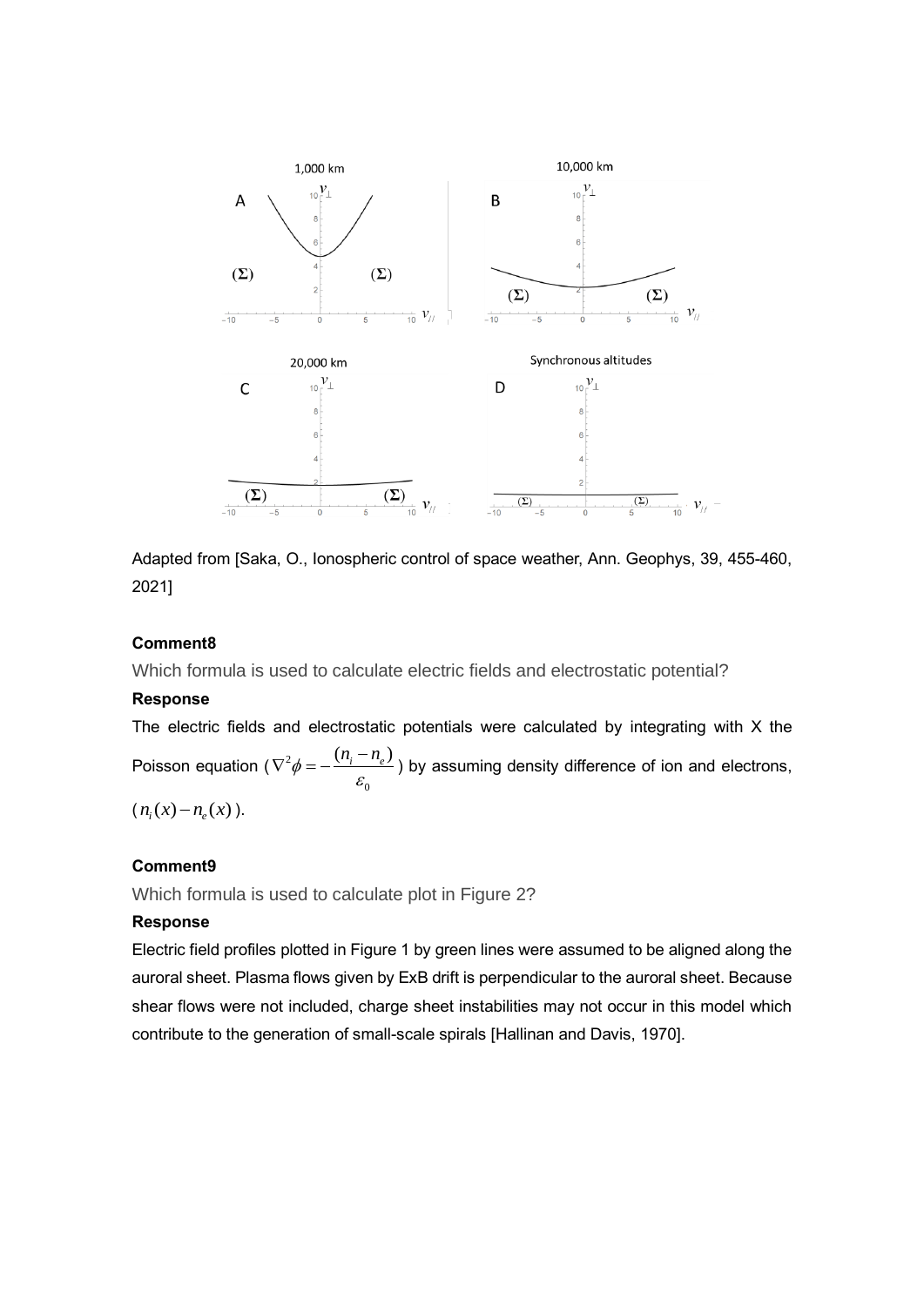Adapted from [Saka, O., Ionospheric control of space weather, Ann. Geophys, 39, 455-460, 2021]

**Comment8**

Which formula is used to calculate electric fields and electrostatic potential?

**Response**

The electric fields and electrostatic potentials were calculated by integrating with X the Poisson equation ($\nabla^2\phi = -\frac{(n_i - n_e)}{\varepsilon_0}$) by assuming density difference of ion and electrons, ($n_i(x) - n_e(x)$).

**Comment9**

Which formula is used to calculate plot in Figure 2?

**Response**

Electric field profiles plotted in Figure 1 by green lines were assumed to be aligned along the auroral sheet. Plasma flows given by ExB drift is perpendicular to the auroral sheet. Because shear flows were not included, charge sheet instabilities may not occur in this model which contribute to the generation of small-scale spirals [Hallinan and Davis, 1970].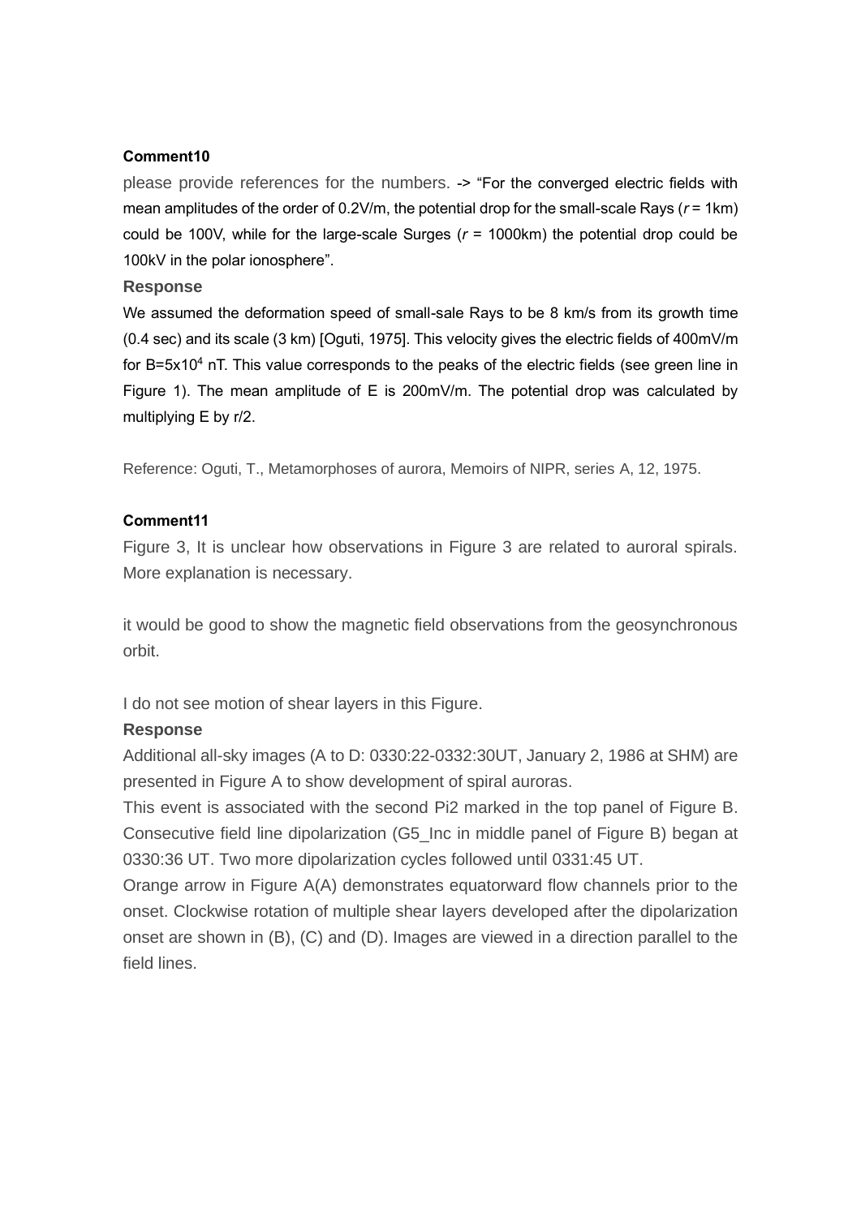**Comment10**

please provide references for the numbers. -> "For the converged electric fields with mean amplitudes of the order of 0.2V/m, the potential drop for the small-scale Rays ($r$ = 1km) could be 100V, while for the large-scale Surges ($r$ = 1000km) the potential drop could be 100kV in the polar ionosphere".

**Response**

We assumed the deformation speed of small-sale Rays to be 8 km/s from its growth time (0.4 sec) and its scale (3 km) [Oguti, 1975]. This velocity gives the electric fields of 400mV/m for B=$5\times10^4$ nT. This value corresponds to the peaks of the electric fields (see green line in Figure 1). The mean amplitude of E is 200mV/m. The potential drop was calculated by multiplying E by r/2.

Reference: Oguti, T., Metamorphoses of aurora, Memoirs of NIPR, series A, 12, 1975.

**Comment11**

Figure 3, It is unclear how observations in Figure 3 are related to auroral spirals. More explanation is necessary.

it would be good to show the magnetic field observations from the geosynchronous orbit.

I do not see motion of shear layers in this Figure.

**Response**

Additional all-sky images (A to D: 0330:22-0332:30UT, January 2, 1986 at SHM) are presented in Figure A to show development of spiral auroras.

This event is associated with the second Pi2 marked in the top panel of Figure B. Consecutive field line dipolarization (G5_Inc in middle panel of Figure B) began at 0330:36 UT. Two more dipolarization cycles followed until 0331:45 UT.

Orange arrow in Figure A(A) demonstrates equatorward flow channels prior to the onset. Clockwise rotation of multiple shear layers developed after the dipolarization onset are shown in (B), (C) and (D). Images are viewed in a direction parallel to the field lines.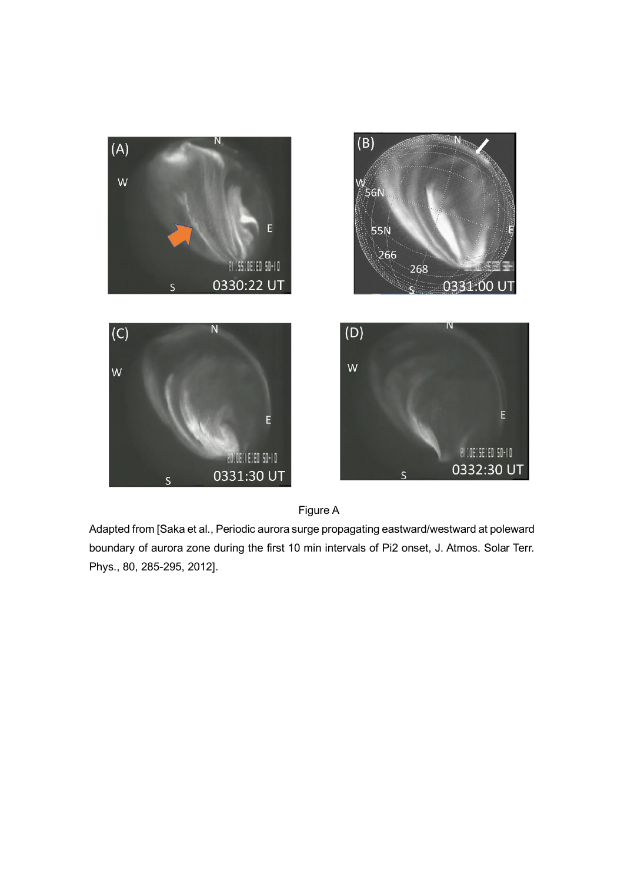Figure A

Adapted from [Saka et al., Periodic aurora surge propagating eastward/westward at poleward boundary of aurora zone during the first 10 min intervals of Pi2 onset, J. Atmos. Solar Terr. Phys., 80, 285-295, 2012].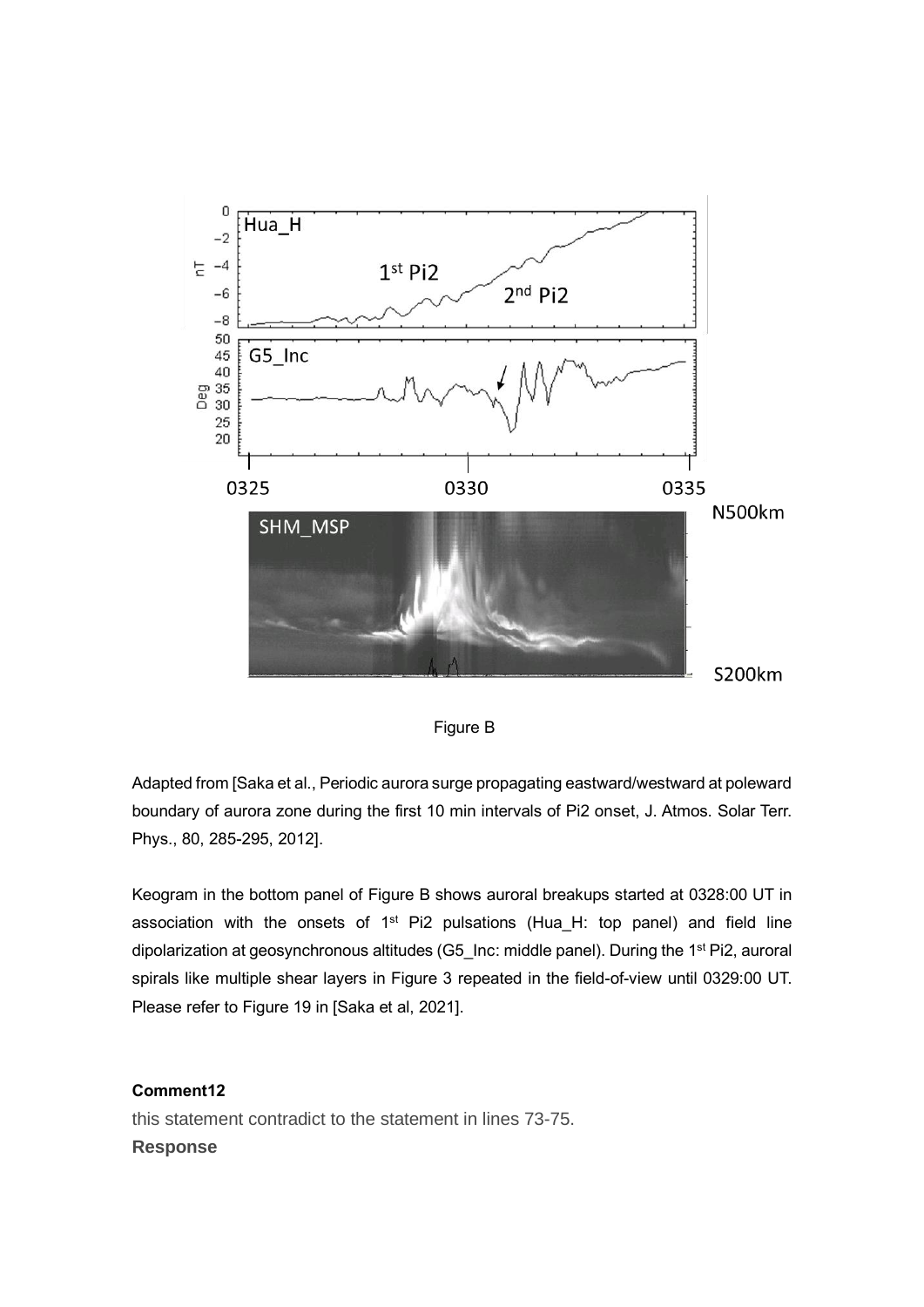Figure B

Adapted from [Saka et al., Periodic aurora surge propagating eastward/westward at poleward boundary of aurora zone during the first 10 min intervals of Pi2 onset, J. Atmos. Solar Terr. Phys., 80, 285-295, 2012].

Keogram in the bottom panel of Figure B shows auroral breakups started at 0328:00 UT in association with the onsets of 1st Pi2 pulsations (Hua_H: top panel) and field line dipolarization at geosynchronous altitudes (G5_Inc: middle panel). During the 1st Pi2, auroral spirals like multiple shear layers in Figure 3 repeated in the field-of-view until 0329:00 UT. Please refer to Figure 19 in [Saka et al, 2021].

**Comment12**

this statement contradict to the statement in lines 73-75.

**Response**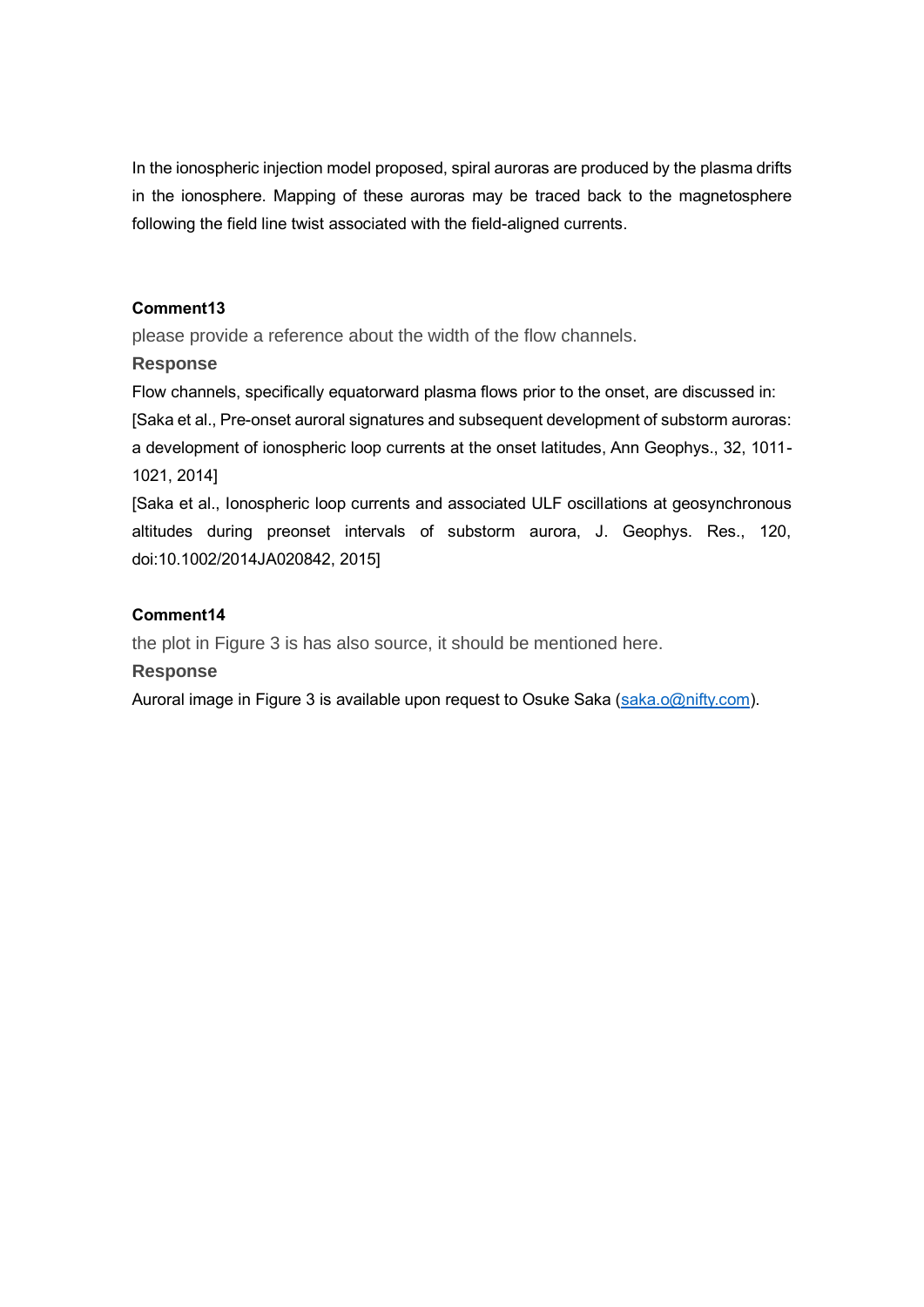In the ionospheric injection model proposed, spiral auroras are produced by the plasma drifts in the ionosphere. Mapping of these auroras may be traced back to the magnetosphere following the field line twist associated with the field-aligned currents.

**Comment13**

please provide a reference about the width of the flow channels.

**Response**

Flow channels, specifically equatorward plasma flows prior to the onset, are discussed in:

[Saka et al., Pre-onset auroral signatures and subsequent development of substorm auroras: a development of ionospheric loop currents at the onset latitudes, Ann Geophys., 32, 1011-1021, 2014]

[Saka et al., Ionospheric loop currents and associated ULF oscillations at geosynchronous altitudes during preonset intervals of substorm aurora, J. Geophys. Res., 120, doi:10.1002/2014JA020842, 2015]

**Comment14**

the plot in Figure 3 is has also source, it should be mentioned here.

**Response**

Auroral image in Figure 3 is available upon request to Osuke Saka (saka.o@nifty.com).